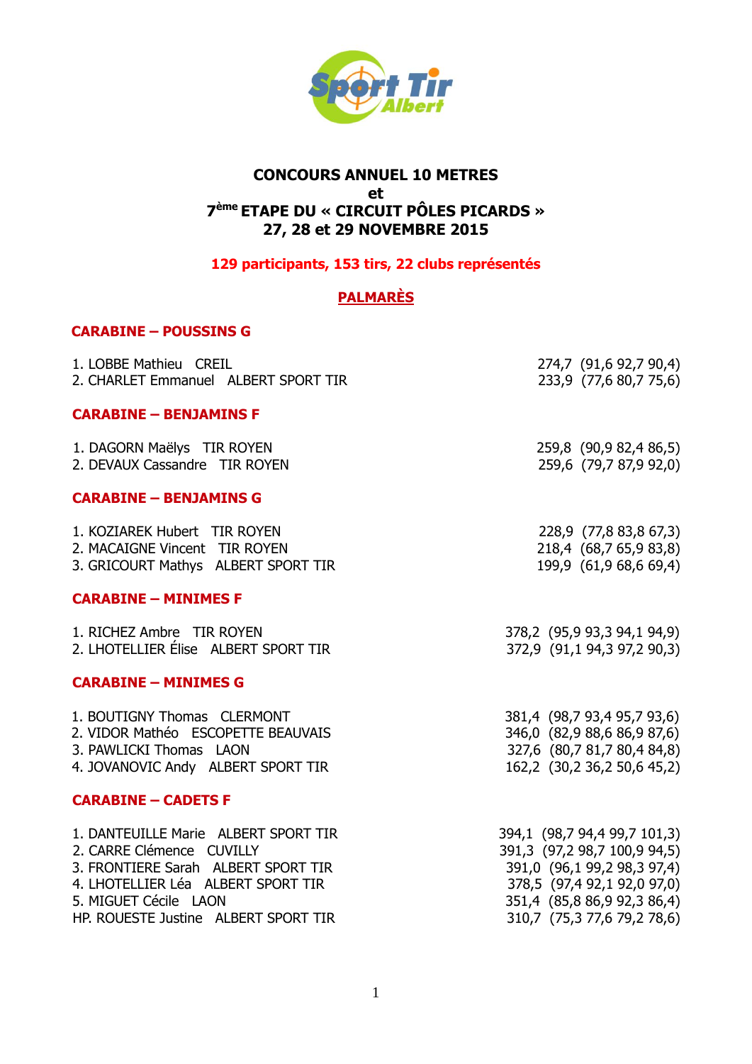# CONCOURS ANNUEL 10 METRES
# et
# 7ème ETAPE DU « CIRCUIT PÔLES PICARDS »
# 27, 28 et 29 NOVEMBRE 2015

**129 participants, 153 tirs, 22 clubs représentés**

## PALMARÈS

### CARABINE – POUSSINS G

1. LOBBE Mathieu CREIL — 274,7 (91,6 92,7 90,4)
2. CHARLET Emmanuel ALBERT SPORT TIR — 233,9 (77,6 80,7 75,6)

### CARABINE – BENJAMINS F

1. DAGORN Maëlys TIR ROYEN — 259,8 (90,9 82,4 86,5)
2. DEVAUX Cassandre TIR ROYEN — 259,6 (79,7 87,9 92,0)

### CARABINE – BENJAMINS G

1. KOZIAREK Hubert TIR ROYEN — 228,9 (77,8 83,8 67,3)
2. MACAIGNE Vincent TIR ROYEN — 218,4 (68,7 65,9 83,8)
3. GRICOURT Mathys ALBERT SPORT TIR — 199,9 (61,9 68,6 69,4)

### CARABINE – MINIMES F

1. RICHEZ Ambre TIR ROYEN — 378,2 (95,9 93,3 94,1 94,9)
2. LHOTELLIER Élise ALBERT SPORT TIR — 372,9 (91,1 94,3 97,2 90,3)

### CARABINE – MINIMES G

1. BOUTIGNY Thomas CLERMONT — 381,4 (98,7 93,4 95,7 93,6)
2. VIDOR Mathéo ESCOPETTE BEAUVAIS — 346,0 (82,9 88,6 86,9 87,6)
3. PAWLICKI Thomas LAON — 327,6 (80,7 81,7 80,4 84,8)
4. JOVANOVIC Andy ALBERT SPORT TIR — 162,2 (30,2 36,2 50,6 45,2)

### CARABINE – CADETS F

1. DANTEUILLE Marie ALBERT SPORT TIR — 394,1 (98,7 94,4 99,7 101,3)
2. CARRE Clémence CUVILLY — 391,3 (97,2 98,7 100,9 94,5)
3. FRONTIERE Sarah ALBERT SPORT TIR — 391,0 (96,1 99,2 98,3 97,4)
4. LHOTELLIER Léa ALBERT SPORT TIR — 378,5 (97,4 92,1 92,0 97,0)
5. MIGUET Cécile LAON — 351,4 (85,8 86,9 92,3 86,4)

HP. ROUESTE Justine ALBERT SPORT TIR — 310,7 (75,3 77,6 79,2 78,6)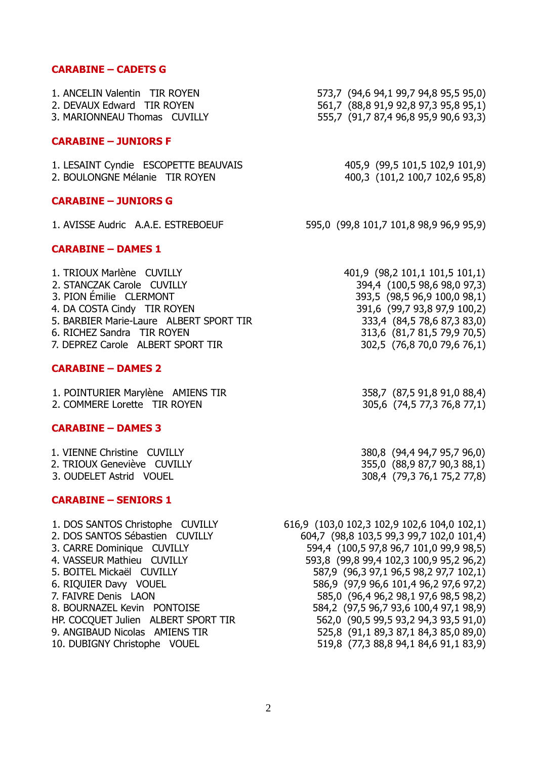**CARABINE – CADETS G**

1. ANCELIN Valentin TIR ROYEN 573,7 (94,6 94,1 99,7 94,8 95,5 95,0)
2. DEVAUX Edward TIR ROYEN 561,7 (88,8 91,9 92,8 97,3 95,8 95,1)
3. MARIONNEAU Thomas CUVILLY 555,7 (91,7 87,4 96,8 95,9 90,6 93,3)

**CARABINE – JUNIORS F**

1. LESAINT Cyndie ESCOPETTE BEAUVAIS 405,9 (99,5 101,5 102,9 101,9)
2. BOULONGNE Mélanie TIR ROYEN 400,3 (101,2 100,7 102,6 95,8)

**CARABINE – JUNIORS G**

1. AVISSE Audric A.A.E. ESTREBOEUF 595,0 (99,8 101,7 101,8 98,9 96,9 95,9)

**CARABINE – DAMES 1**

1. TRIOUX Marlène CUVILLY 401,9 (98,2 101,1 101,5 101,1)
2. STANCZAK Carole CUVILLY 394,4 (100,5 98,6 98,0 97,3)
3. PION Émilie CLERMONT 393,5 (98,5 96,9 100,0 98,1)
4. DA COSTA Cindy TIR ROYEN 391,6 (99,7 93,8 97,9 100,2)
5. BARBIER Marie-Laure ALBERT SPORT TIR 333,4 (84,5 78,6 87,3 83,0)
6. RICHEZ Sandra TIR ROYEN 313,6 (81,7 81,5 79,9 70,5)
7. DEPREZ Carole ALBERT SPORT TIR 302,5 (76,8 70,0 79,6 76,1)

**CARABINE – DAMES 2**

1. POINTURIER Marylène AMIENS TIR 358,7 (87,5 91,8 91,0 88,4)
2. COMMERE Lorette TIR ROYEN 305,6 (74,5 77,3 76,8 77,1)

**CARABINE – DAMES 3**

1. VIENNE Christine CUVILLY 380,8 (94,4 94,7 95,7 96,0)
2. TRIOUX Geneviève CUVILLY 355,0 (88,9 87,7 90,3 88,1)
3. OUDELET Astrid VOUEL 308,4 (79,3 76,1 75,2 77,8)

**CARABINE – SENIORS 1**

1. DOS SANTOS Christophe CUVILLY 616,9 (103,0 102,3 102,9 102,6 104,0 102,1)
2. DOS SANTOS Sébastien CUVILLY 604,7 (98,8 103,5 99,3 99,7 102,0 101,4)
3. CARRE Dominique CUVILLY 594,4 (100,5 97,8 96,7 101,0 99,9 98,5)
4. VASSEUR Mathieu CUVILLY 593,8 (99,8 99,4 102,3 100,9 95,2 96,2)
5. BOITEL Mickaël CUVILLY 587,9 (96,3 97,1 96,5 98,2 97,7 102,1)
6. RIQUIER Davy VOUEL 586,9 (97,9 96,6 101,4 96,2 97,6 97,2)
7. FAIVRE Denis LAON 585,0 (96,4 96,2 98,1 97,6 98,5 98,2)
8. BOURNAZEL Kevin PONTOISE 584,2 (97,5 96,7 93,6 100,4 97,1 98,9)

HP. COCQUET Julien ALBERT SPORT TIR 562,0 (90,5 99,5 93,2 94,3 93,5 91,0)

9. ANGIBAUD Nicolas AMIENS TIR 525,8 (91,1 89,3 87,1 84,3 85,0 89,0)
10. DUBIGNY Christophe VOUEL 519,8 (77,3 88,8 94,1 84,6 91,1 83,9)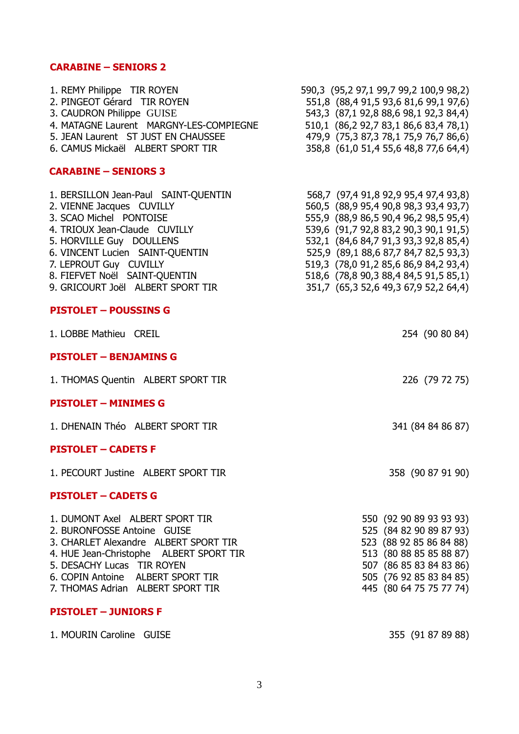## CARABINE – SENIORS 2

1. REMY Philippe  TIR ROYEN  590,3 (95,2 97,1 99,7 99,2 100,9 98,2)
2. PINGEOT Gérard  TIR ROYEN  551,8 (88,4 91,5 93,6 81,6 99,1 97,6)
3. CAUDRON Philippe  GUISE  543,3 (87,1 92,8 88,6 98,1 92,3 84,4)
4. MATAGNE Laurent  MARGNY-LES-COMPIEGNE  510,1 (86,2 92,7 83,1 86,6 83,4 78,1)
5. JEAN Laurent  ST JUST EN CHAUSSEE  479,9 (75,3 87,3 78,1 75,9 76,7 86,6)
6. CAMUS Mickaël  ALBERT SPORT TIR  358,8 (61,0 51,4 55,6 48,8 77,6 64,4)

## CARABINE – SENIORS 3

1. BERSILLON Jean-Paul  SAINT-QUENTIN  568,7 (97,4 91,8 92,9 95,4 97,4 93,8)
2. VIENNE Jacques  CUVILLY  560,5 (88,9 95,4 90,8 98,3 93,4 93,7)
3. SCAO Michel  PONTOISE  555,9 (88,9 86,5 90,4 96,2 98,5 95,4)
4. TRIOUX Jean-Claude  CUVILLY  539,6 (91,7 92,8 83,2 90,3 90,1 91,5)
5. HORVILLE Guy  DOULLENS  532,1 (84,6 84,7 91,3 93,3 92,8 85,4)
6. VINCENT Lucien  SAINT-QUENTIN  525,9 (89,1 88,6 87,7 84,7 82,5 93,3)
7. LEPROUT Guy  CUVILLY  519,3 (78,0 91,2 85,6 86,9 84,2 93,4)
8. FIEFVET Noël  SAINT-QUENTIN  518,6 (78,8 90,3 88,4 84,5 91,5 85,1)
9. GRICOURT Joël  ALBERT SPORT TIR  351,7 (65,3 52,6 49,3 67,9 52,2 64,4)

## PISTOLET – POUSSINS G

1. LOBBE Mathieu  CREIL  254 (90 80 84)

## PISTOLET – BENJAMINS G

1. THOMAS Quentin  ALBERT SPORT TIR  226 (79 72 75)

## PISTOLET – MINIMES G

1. DHENAIN Théo  ALBERT SPORT TIR  341 (84 84 86 87)

## PISTOLET – CADETS F

1. PECOURT Justine  ALBERT SPORT TIR  358 (90 87 91 90)

## PISTOLET – CADETS G

1. DUMONT Axel  ALBERT SPORT TIR  550 (92 90 89 93 93 93)
2. BURONFOSSE Antoine  GUISE  525 (84 82 90 89 87 93)
3. CHARLET Alexandre  ALBERT SPORT TIR  523 (88 92 85 86 84 88)
4. HUE Jean-Christophe  ALBERT SPORT TIR  513 (80 88 85 85 88 87)
5. DESACHY Lucas  TIR ROYEN  507 (86 85 83 84 83 86)
6. COPIN Antoine  ALBERT SPORT TIR  505 (76 92 85 83 84 85)
7. THOMAS Adrian  ALBERT SPORT TIR  445 (80 64 75 75 77 74)

## PISTOLET – JUNIORS F

1. MOURIN Caroline  GUISE  355 (91 87 89 88)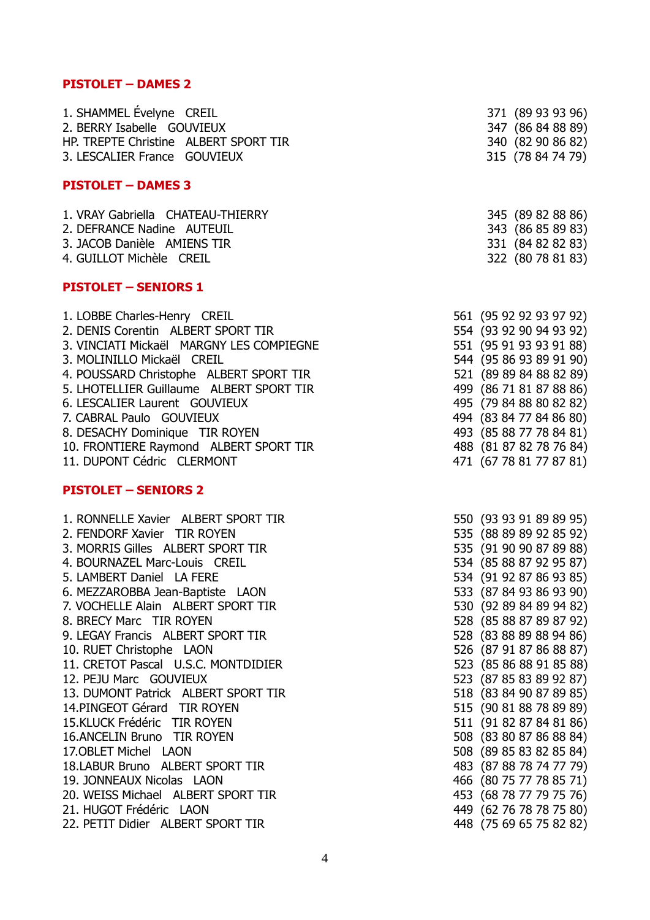## PISTOLET – DAMES 2

| | |
|---|---|
| 1. SHAMMEL Évelyne CREIL | 371 (89 93 93 96) |
| 2. BERRY Isabelle GOUVIEUX | 347 (86 84 88 89) |
| HP. TREPTE Christine ALBERT SPORT TIR | 340 (82 90 86 82) |
| 3. LESCALIER France GOUVIEUX | 315 (78 84 74 79) |

## PISTOLET – DAMES 3

| | |
|---|---|
| 1. VRAY Gabriella CHATEAU-THIERRY | 345 (89 82 88 86) |
| 2. DEFRANCE Nadine AUTEUIL | 343 (86 85 89 83) |
| 3. JACOB Danièle AMIENS TIR | 331 (84 82 82 83) |
| 4. GUILLOT Michèle CREIL | 322 (80 78 81 83) |

## PISTOLET – SENIORS 1

| | |
|---|---|
| 1. LOBBE Charles-Henry CREIL | 561 (95 92 92 93 97 92) |
| 2. DENIS Corentin ALBERT SPORT TIR | 554 (93 92 90 94 93 92) |
| 3. VINCIATI Mickaël MARGNY LES COMPIEGNE | 551 (95 91 93 93 91 88) |
| 3. MOLINILLO Mickaël CREIL | 544 (95 86 93 89 91 90) |
| 4. POUSSARD Christophe ALBERT SPORT TIR | 521 (89 89 84 88 82 89) |
| 5. LHOTELLIER Guillaume ALBERT SPORT TIR | 499 (86 71 81 87 88 86) |
| 6. LESCALIER Laurent GOUVIEUX | 495 (79 84 88 80 82 82) |
| 7. CABRAL Paulo GOUVIEUX | 494 (83 84 77 84 86 80) |
| 8. DESACHY Dominique TIR ROYEN | 493 (85 88 77 78 84 81) |
| 10. FRONTIERE Raymond ALBERT SPORT TIR | 488 (81 87 82 78 76 84) |
| 11. DUPONT Cédric CLERMONT | 471 (67 78 81 77 87 81) |

## PISTOLET – SENIORS 2

| | |
|---|---|
| 1. RONNELLE Xavier ALBERT SPORT TIR | 550 (93 93 91 89 89 95) |
| 2. FENDORF Xavier TIR ROYEN | 535 (88 89 89 92 85 92) |
| 3. MORRIS Gilles ALBERT SPORT TIR | 535 (91 90 90 87 89 88) |
| 4. BOURNAZEL Marc-Louis CREIL | 534 (85 88 87 92 95 87) |
| 5. LAMBERT Daniel LA FERE | 534 (91 92 87 86 93 85) |
| 6. MEZZAROBBA Jean-Baptiste LAON | 533 (87 84 93 86 93 90) |
| 7. VOCHELLE Alain ALBERT SPORT TIR | 530 (92 89 84 89 94 82) |
| 8. BRECY Marc TIR ROYEN | 528 (85 88 87 89 87 92) |
| 9. LEGAY Francis ALBERT SPORT TIR | 528 (83 88 89 88 94 86) |
| 10. RUET Christophe LAON | 526 (87 91 87 86 88 87) |
| 11. CRETOT Pascal U.S.C. MONTDIDIER | 523 (85 86 88 91 85 88) |
| 12. PEJU Marc GOUVIEUX | 523 (87 85 83 89 92 87) |
| 13. DUMONT Patrick ALBERT SPORT TIR | 518 (83 84 90 87 89 85) |
| 14.PINGEOT Gérard TIR ROYEN | 515 (90 81 88 78 89 89) |
| 15.KLUCK Frédéric TIR ROYEN | 511 (91 82 87 84 81 86) |
| 16.ANCELIN Bruno TIR ROYEN | 508 (83 80 87 86 88 84) |
| 17.OBLET Michel LAON | 508 (89 85 83 82 85 84) |
| 18.LABUR Bruno ALBERT SPORT TIR | 483 (87 88 78 74 77 79) |
| 19. JONNEAUX Nicolas LAON | 466 (80 75 77 78 85 71) |
| 20. WEISS Michael ALBERT SPORT TIR | 453 (68 78 77 79 75 76) |
| 21. HUGOT Frédéric LAON | 449 (62 76 78 78 75 80) |
| 22. PETIT Didier ALBERT SPORT TIR | 448 (75 69 65 75 82 82) |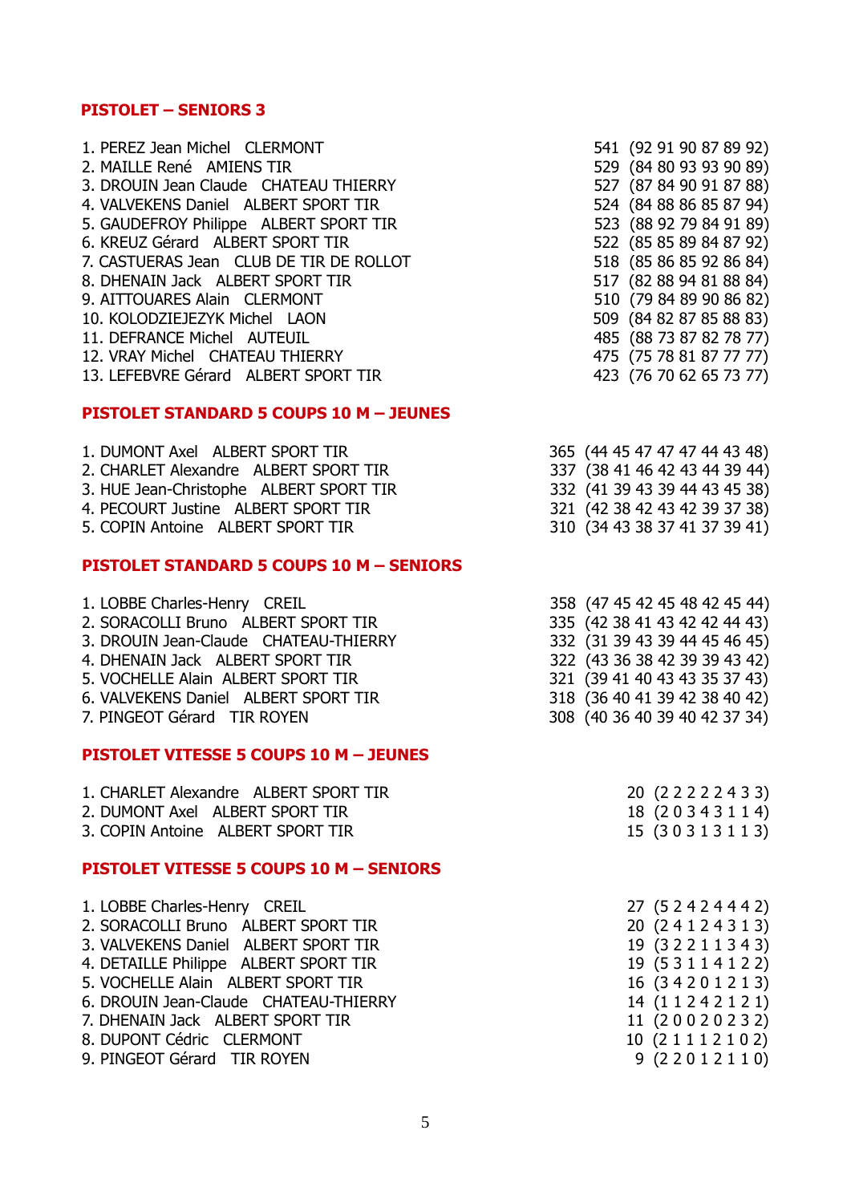## PISTOLET – SENIORS 3

1. PEREZ Jean Michel   CLERMONT   541 (92 91 90 87 89 92)
2. MAILLE René   AMIENS TIR   529 (84 80 93 93 90 89)
3. DROUIN Jean Claude   CHATEAU THIERRY   527 (87 84 90 91 87 88)
4. VALVEKENS Daniel   ALBERT SPORT TIR   524 (84 88 86 85 87 94)
5. GAUDEFROY Philippe   ALBERT SPORT TIR   523 (88 92 79 84 91 89)
6. KREUZ Gérard   ALBERT SPORT TIR   522 (85 85 89 84 87 92)
7. CASTUERAS Jean   CLUB DE TIR DE ROLLOT   518 (85 86 85 92 86 84)
8. DHENAIN Jack   ALBERT SPORT TIR   517 (82 88 94 81 88 84)
9. AITTOUARES Alain   CLERMONT   510 (79 84 89 90 86 82)
10. KOLODZIEJEZYK Michel   LAON   509 (84 82 87 85 88 83)
11. DEFRANCE Michel   AUTEUIL   485 (88 73 87 82 78 77)
12. VRAY Michel   CHATEAU THIERRY   475 (75 78 81 87 77 77)
13. LEFEBVRE Gérard   ALBERT SPORT TIR   423 (76 70 62 65 73 77)

## PISTOLET STANDARD 5 COUPS 10 M – JEUNES

1. DUMONT Axel   ALBERT SPORT TIR   365 (44 45 47 47 47 44 43 48)
2. CHARLET Alexandre   ALBERT SPORT TIR   337 (38 41 46 42 43 44 39 44)
3. HUE Jean-Christophe   ALBERT SPORT TIR   332 (41 39 43 39 44 43 45 38)
4. PECOURT Justine   ALBERT SPORT TIR   321 (42 38 42 43 42 39 37 38)
5. COPIN Antoine   ALBERT SPORT TIR   310 (34 43 38 37 41 37 39 41)

## PISTOLET STANDARD 5 COUPS 10 M – SENIORS

1. LOBBE Charles-Henry   CREIL   358 (47 45 42 45 48 42 45 44)
2. SORACOLLI Bruno   ALBERT SPORT TIR   335 (42 38 41 43 42 42 44 43)
3. DROUIN Jean-Claude   CHATEAU-THIERRY   332 (31 39 43 39 44 45 46 45)
4. DHENAIN Jack   ALBERT SPORT TIR   322 (43 36 38 42 39 39 43 42)
5. VOCHELLE Alain   ALBERT SPORT TIR   321 (39 41 40 43 43 35 37 43)
6. VALVEKENS Daniel   ALBERT SPORT TIR   318 (36 40 41 39 42 38 40 42)
7. PINGEOT Gérard   TIR ROYEN   308 (40 36 40 39 40 42 37 34)

## PISTOLET VITESSE 5 COUPS 10 M – JEUNES

1. CHARLET Alexandre   ALBERT SPORT TIR   20 (2 2 2 2 2 4 3 3)
2. DUMONT Axel   ALBERT SPORT TIR   18 (2 0 3 4 3 1 1 4)
3. COPIN Antoine   ALBERT SPORT TIR   15 (3 0 3 1 3 1 1 3)

## PISTOLET VITESSE 5 COUPS 10 M – SENIORS

1. LOBBE Charles-Henry   CREIL   27 (5 2 4 2 4 4 4 2)
2. SORACOLLI Bruno   ALBERT SPORT TIR   20 (2 4 1 2 4 3 1 3)
3. VALVEKENS Daniel   ALBERT SPORT TIR   19 (3 2 2 1 1 3 4 3)
4. DETAILLE Philippe   ALBERT SPORT TIR   19 (5 3 1 1 4 1 2 2)
5. VOCHELLE Alain   ALBERT SPORT TIR   16 (3 4 2 0 1 2 1 3)
6. DROUIN Jean-Claude   CHATEAU-THIERRY   14 (1 1 2 4 2 1 2 1)
7. DHENAIN Jack   ALBERT SPORT TIR   11 (2 0 0 2 0 2 3 2)
8. DUPONT Cédric   CLERMONT   10 (2 1 1 1 2 1 0 2)
9. PINGEOT Gérard   TIR ROYEN   9 (2 2 0 1 2 1 1 0)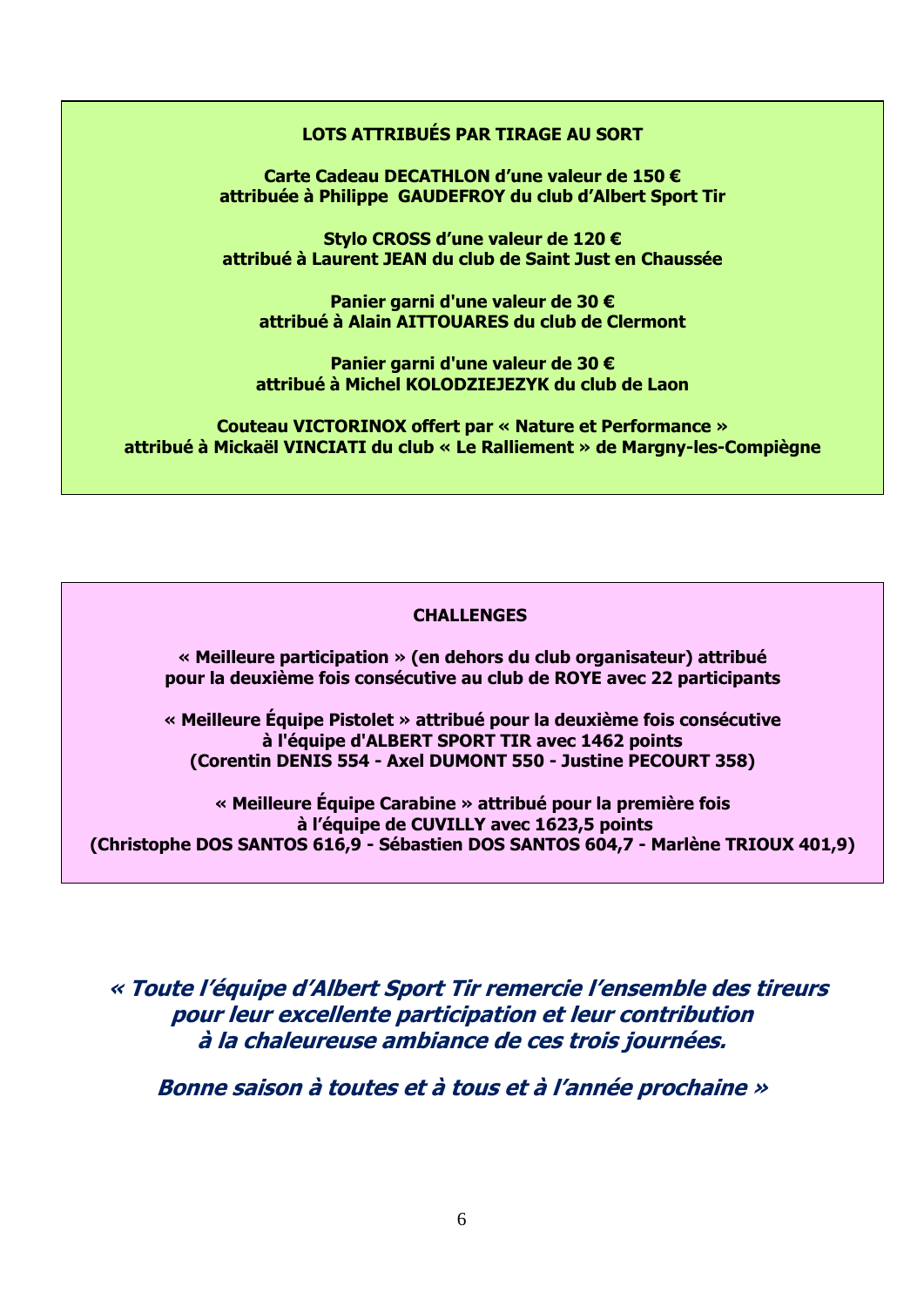## LOTS ATTRIBUÉS PAR TIRAGE AU SORT

**Carte Cadeau DECATHLON d'une valeur de 150 €**
**attribuée à Philippe GAUDEFROY du club d'Albert Sport Tir**

**Stylo CROSS d'une valeur de 120 €**
**attribué à Laurent JEAN du club de Saint Just en Chaussée**

**Panier garni d'une valeur de 30 €**
**attribué à Alain AITTOUARES du club de Clermont**

**Panier garni d'une valeur de 30 €**
**attribué à Michel KOLODZIEJEZYK du club de Laon**

**Couteau VICTORINOX offert par « Nature et Performance »**
**attribué à Mickaël VINCIATI du club « Le Ralliement » de Margny-les-Compiègne**

## CHALLENGES

**« Meilleure participation » (en dehors du club organisateur) attribué**
**pour la deuxième fois consécutive au club de ROYE avec 22 participants**

**« Meilleure Équipe Pistolet » attribué pour la deuxième fois consécutive**
**à l'équipe d'ALBERT SPORT TIR avec 1462 points**
**(Corentin DENIS 554 - Axel DUMONT 550 - Justine PECOURT 358)**

**« Meilleure Équipe Carabine » attribué pour la première fois**
**à l'équipe de CUVILLY avec 1623,5 points**
**(Christophe DOS SANTOS 616,9 - Sébastien DOS SANTOS 604,7 - Marlène TRIOUX 401,9)**

***« Toute l'équipe d'Albert Sport Tir remercie l'ensemble des tireurs***
***pour leur excellente participation et leur contribution***
***à la chaleureuse ambiance de ces trois journées.***

***Bonne saison à toutes et à tous et à l'année prochaine »***